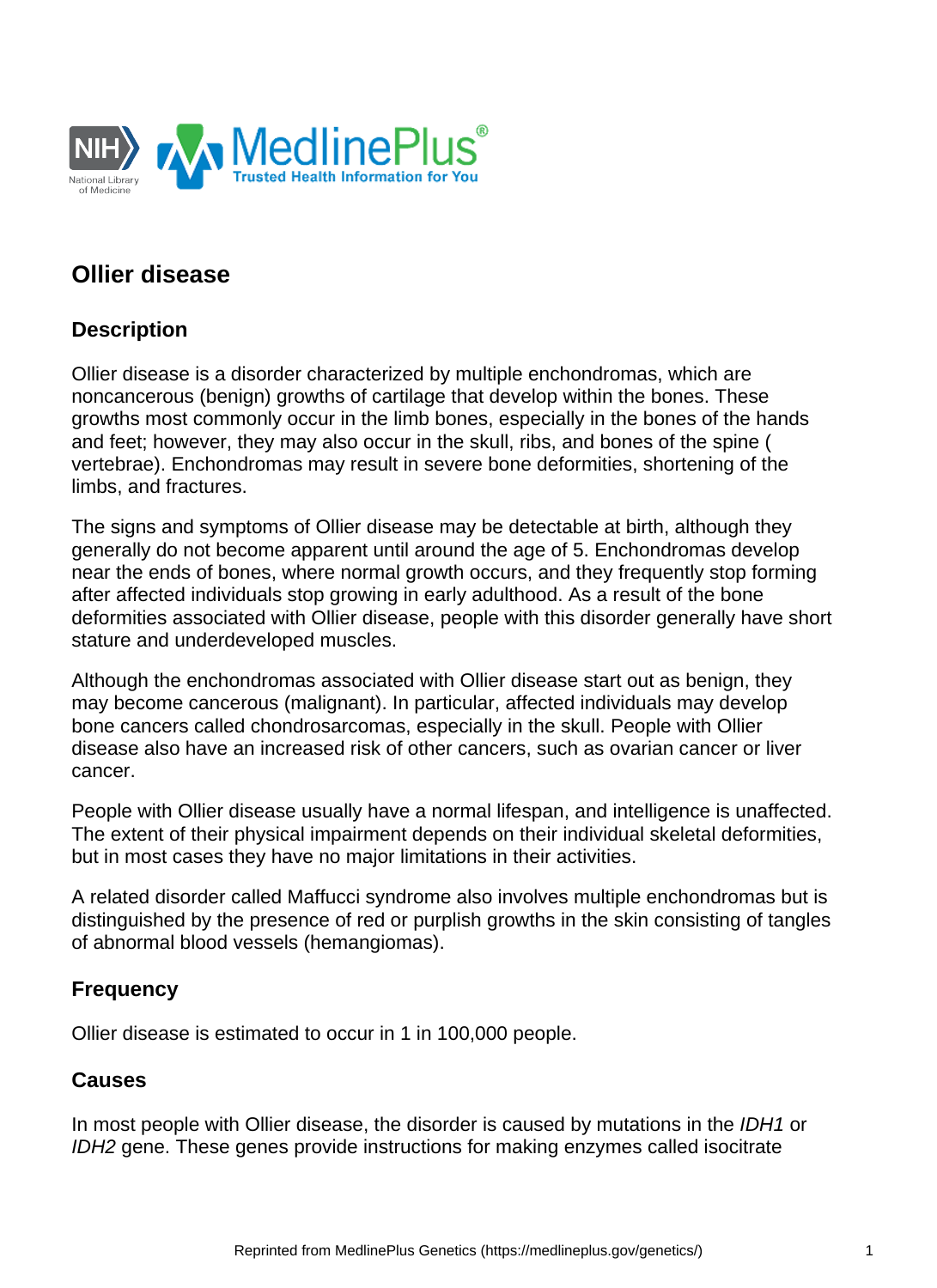# Ollier disease

## Description

Ollier disease is a disorder characterized by multiple enchondromas, which are noncancerous (benign) growths of cartilage that develop within the bones. These growths most commonly occur in the limb bones, especially in the bones of the hands and feet; however, they may also occur in the skull, ribs, and bones of the spine ( vertebrae). Enchondromas may result in severe bone deformities, shortening of the limbs, and fractures.

The signs and symptoms of Ollier disease may be detectable at birth, although they generally do not become apparent until around the age of 5. Enchondromas develop near the ends of bones, where normal growth occurs, and they frequently stop forming after affected individuals stop growing in early adulthood. As a result of the bone deformities associated with Ollier disease, people with this disorder generally have short stature and underdeveloped muscles.

Although the enchondromas associated with Ollier disease start out as benign, they may become cancerous (malignant). In particular, affected individuals may develop bone cancers called chondrosarcomas, especially in the skull. People with Ollier disease also have an increased risk of other cancers, such as ovarian cancer or liver cancer.

People with Ollier disease usually have a normal lifespan, and intelligence is unaffected. The extent of their physical impairment depends on their individual skeletal deformities, but in most cases they have no major limitations in their activities.

A related disorder called Maffucci syndrome also involves multiple enchondromas but is distinguished by the presence of red or purplish growths in the skin consisting of tangles of abnormal blood vessels (hemangiomas).

## Frequency

Ollier disease is estimated to occur in 1 in 100,000 people.

## Causes

In most people with Ollier disease, the disorder is caused by mutations in the *IDH1* or *IDH2* gene. These genes provide instructions for making enzymes called isocitrate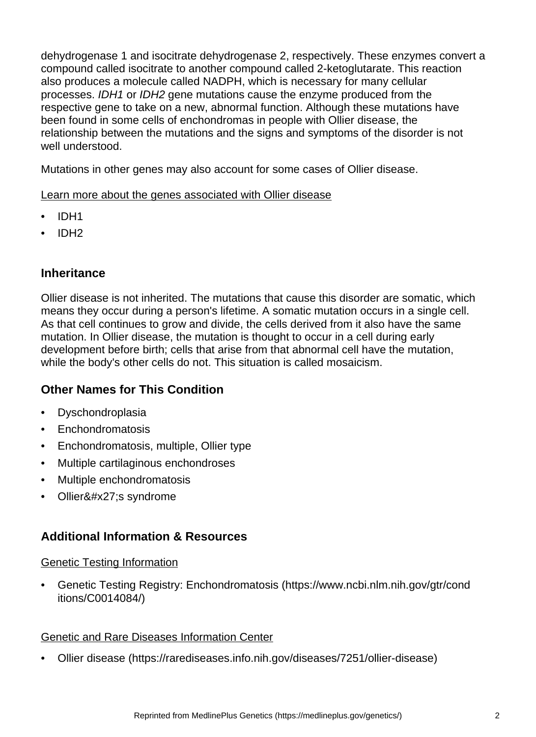dehydrogenase 1 and isocitrate dehydrogenase 2, respectively. These enzymes convert a compound called isocitrate to another compound called 2-ketoglutarate. This reaction also produces a molecule called NADPH, which is necessary for many cellular processes. *IDH1* or *IDH2* gene mutations cause the enzyme produced from the respective gene to take on a new, abnormal function. Although these mutations have been found in some cells of enchondromas in people with Ollier disease, the relationship between the mutations and the signs and symptoms of the disorder is not well understood.

Mutations in other genes may also account for some cases of Ollier disease.

Learn more about the genes associated with Ollier disease

- IDH1
- IDH2

## Inheritance

Ollier disease is not inherited. The mutations that cause this disorder are somatic, which means they occur during a person's lifetime. A somatic mutation occurs in a single cell. As that cell continues to grow and divide, the cells derived from it also have the same mutation. In Ollier disease, the mutation is thought to occur in a cell during early development before birth; cells that arise from that abnormal cell have the mutation, while the body's other cells do not. This situation is called mosaicism.

## Other Names for This Condition

- Dyschondroplasia
- Enchondromatosis
- Enchondromatosis, multiple, Ollier type
- Multiple cartilaginous enchondroses
- Multiple enchondromatosis
- Ollier&#x27;s syndrome

## Additional Information & Resources

Genetic Testing Information

- Genetic Testing Registry: Enchondromatosis (https://www.ncbi.nlm.nih.gov/gtr/conditions/C0014084/)

Genetic and Rare Diseases Information Center

- Ollier disease (https://rarediseases.info.nih.gov/diseases/7251/ollier-disease)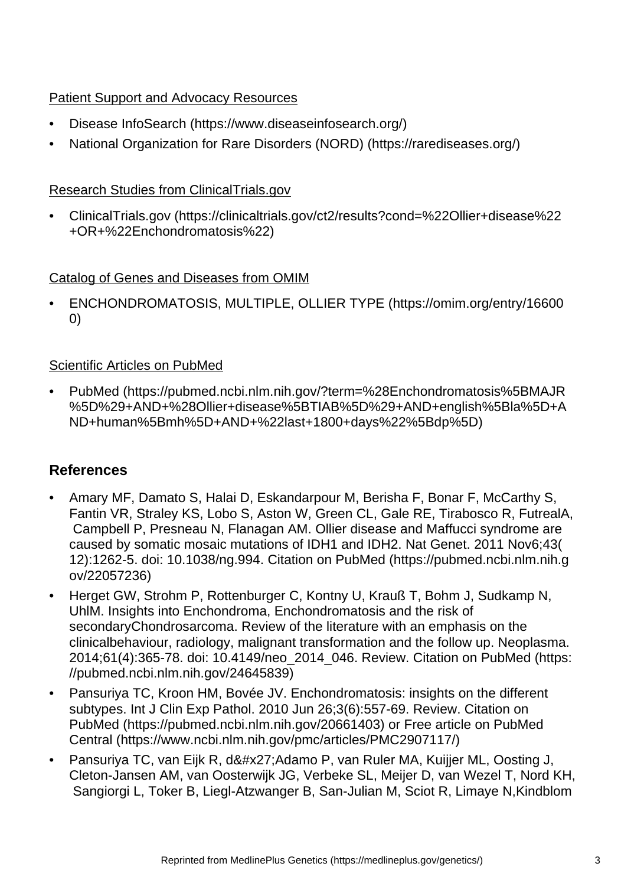Patient Support and Advocacy Resources

- Disease InfoSearch (https://www.diseaseinfosearch.org/)
- National Organization for Rare Disorders (NORD) (https://rarediseases.org/)

Research Studies from ClinicalTrials.gov

- ClinicalTrials.gov (https://clinicaltrials.gov/ct2/results?cond=%22Ollier+disease%22+OR+%22Enchondromatosis%22)

Catalog of Genes and Diseases from OMIM

- ENCHONDROMATOSIS, MULTIPLE, OLLIER TYPE (https://omim.org/entry/166000)

Scientific Articles on PubMed

- PubMed (https://pubmed.ncbi.nlm.nih.gov/?term=%28Enchondromatosis%5BMAJR%5D%29+AND+%28Ollier+disease%5BTIAB%5D%29+AND+english%5Bla%5D+AND+human%5Bmh%5D+AND+%22last+1800+days%22%5Bdp%5D)

## References

- Amary MF, Damato S, Halai D, Eskandarpour M, Berisha F, Bonar F, McCarthy S, Fantin VR, Straley KS, Lobo S, Aston W, Green CL, Gale RE, Tirabosco R, FutrealA, Campbell P, Presneau N, Flanagan AM. Ollier disease and Maffucci syndrome are caused by somatic mosaic mutations of IDH1 and IDH2. Nat Genet. 2011 Nov6;43(12):1262-5. doi: 10.1038/ng.994. Citation on PubMed (https://pubmed.ncbi.nlm.nih.gov/22057236)
- Herget GW, Strohm P, Rottenburger C, Kontny U, Krauß T, Bohm J, Sudkamp N, UhlM. Insights into Enchondroma, Enchondromatosis and the risk of secondaryChondrosarcoma. Review of the literature with an emphasis on the clinicalbehaviour, radiology, malignant transformation and the follow up. Neoplasma. 2014;61(4):365-78. doi: 10.4149/neo_2014_046. Review. Citation on PubMed (https://pubmed.ncbi.nlm.nih.gov/24645839)
- Pansuriya TC, Kroon HM, Bovée JV. Enchondromatosis: insights on the different subtypes. Int J Clin Exp Pathol. 2010 Jun 26;3(6):557-69. Review. Citation on PubMed (https://pubmed.ncbi.nlm.nih.gov/20661403) or Free article on PubMed Central (https://www.ncbi.nlm.nih.gov/pmc/articles/PMC2907117/)
- Pansuriya TC, van Eijk R, d&#x27;Adamo P, van Ruler MA, Kuijjer ML, Oosting J, Cleton-Jansen AM, van Oosterwijk JG, Verbeke SL, Meijer D, van Wezel T, Nord KH, Sangiorgi L, Toker B, Liegl-Atzwanger B, San-Julian M, Sciot R, Limaye N,Kindblom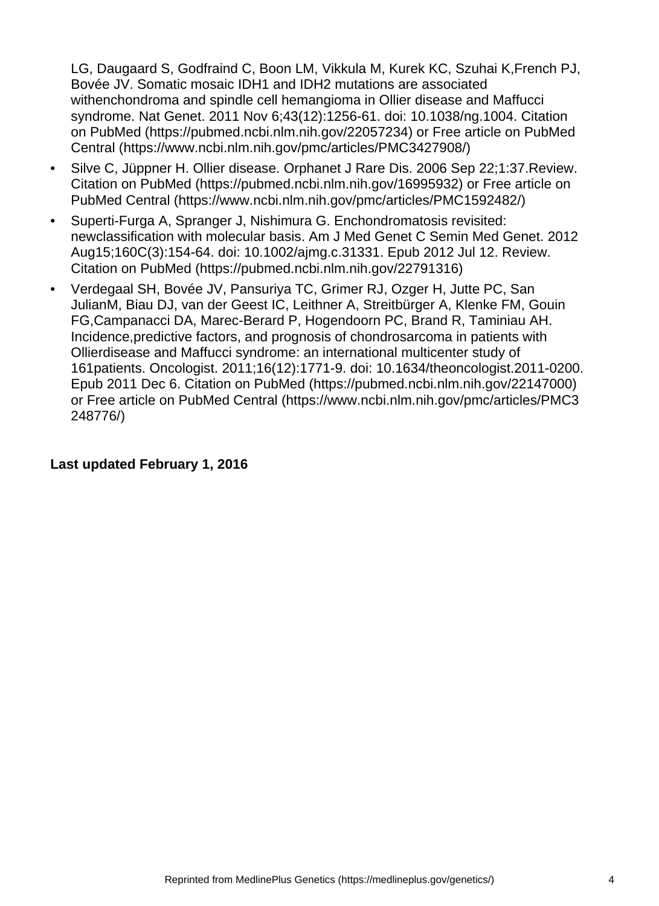LG, Daugaard S, Godfraind C, Boon LM, Vikkula M, Kurek KC, Szuhai K,French PJ, Bovée JV. Somatic mosaic IDH1 and IDH2 mutations are associated withenchondroma and spindle cell hemangioma in Ollier disease and Maffucci syndrome. Nat Genet. 2011 Nov 6;43(12):1256-61. doi: 10.1038/ng.1004. Citation on PubMed (https://pubmed.ncbi.nlm.nih.gov/22057234) or Free article on PubMed Central (https://www.ncbi.nlm.nih.gov/pmc/articles/PMC3427908/)

- Silve C, Jüppner H. Ollier disease. Orphanet J Rare Dis. 2006 Sep 22;1:37.Review. Citation on PubMed (https://pubmed.ncbi.nlm.nih.gov/16995932) or Free article on PubMed Central (https://www.ncbi.nlm.nih.gov/pmc/articles/PMC1592482/)
- Superti-Furga A, Spranger J, Nishimura G. Enchondromatosis revisited: newclassification with molecular basis. Am J Med Genet C Semin Med Genet. 2012 Aug15;160C(3):154-64. doi: 10.1002/ajmg.c.31331. Epub 2012 Jul 12. Review. Citation on PubMed (https://pubmed.ncbi.nlm.nih.gov/22791316)
- Verdegaal SH, Bovée JV, Pansuriya TC, Grimer RJ, Ozger H, Jutte PC, San JulianM, Biau DJ, van der Geest IC, Leithner A, Streitbürger A, Klenke FM, Gouin FG,Campanacci DA, Marec-Berard P, Hogendoorn PC, Brand R, Taminiau AH. Incidence,predictive factors, and prognosis of chondrosarcoma in patients with Ollierdisease and Maffucci syndrome: an international multicenter study of 161patients. Oncologist. 2011;16(12):1771-9. doi: 10.1634/theoncologist.2011-0200. Epub 2011 Dec 6. Citation on PubMed (https://pubmed.ncbi.nlm.nih.gov/22147000) or Free article on PubMed Central (https://www.ncbi.nlm.nih.gov/pmc/articles/PMC3248776/)

**Last updated February 1, 2016**